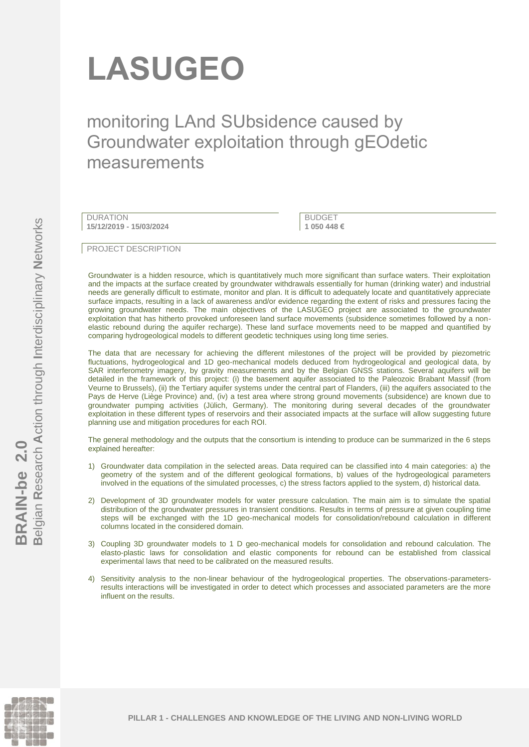# LASUGEO

## monitoring LAnd SUbsidence caused by Groundwater exploitation through gEOdetic measurements

DURATION
**15/12/2019 - 15/03/2024**

BUDGET
**1 050 448 €**

PROJECT DESCRIPTION

Groundwater is a hidden resource, which is quantitatively much more significant than surface waters. Their exploitation and the impacts at the surface created by groundwater withdrawals essentially for human (drinking water) and industrial needs are generally difficult to estimate, monitor and plan. It is difficult to adequately locate and quantitatively appreciate surface impacts, resulting in a lack of awareness and/or evidence regarding the extent of risks and pressures facing the growing groundwater needs. The main objectives of the LASUGEO project are associated to the groundwater exploitation that has hitherto provoked unforeseen land surface movements (subsidence sometimes followed by a non-elastic rebound during the aquifer recharge). These land surface movements need to be mapped and quantified by comparing hydrogeological models to different geodetic techniques using long time series.

The data that are necessary for achieving the different milestones of the project will be provided by piezometric fluctuations, hydrogeological and 1D geo-mechanical models deduced from hydrogeological and geological data, by SAR interferometry imagery, by gravity measurements and by the Belgian GNSS stations. Several aquifers will be detailed in the framework of this project: (i) the basement aquifer associated to the Paleozoic Brabant Massif (from Veurne to Brussels), (ii) the Tertiary aquifer systems under the central part of Flanders, (iii) the aquifers associated to the Pays de Herve (Liège Province) and, (iv) a test area where strong ground movements (subsidence) are known due to groundwater pumping activities (Jülich, Germany). The monitoring during several decades of the groundwater exploitation in these different types of reservoirs and their associated impacts at the surface will allow suggesting future planning use and mitigation procedures for each ROI.

The general methodology and the outputs that the consortium is intending to produce can be summarized in the 6 steps explained hereafter:

1) Groundwater data compilation in the selected areas. Data required can be classified into 4 main categories: a) the geometry of the system and of the different geological formations, b) values of the hydrogeological parameters involved in the equations of the simulated processes, c) the stress factors applied to the system, d) historical data.
2) Development of 3D groundwater models for water pressure calculation. The main aim is to simulate the spatial distribution of the groundwater pressures in transient conditions. Results in terms of pressure at given coupling time steps will be exchanged with the 1D geo-mechanical models for consolidation/rebound calculation in different columns located in the considered domain.
3) Coupling 3D groundwater models to 1 D geo-mechanical models for consolidation and rebound calculation. The elasto-plastic laws for consolidation and elastic components for rebound can be established from classical experimental laws that need to be calibrated on the measured results.
4) Sensitivity analysis to the non-linear behaviour of the hydrogeological properties. The observations-parameters-results interactions will be investigated in order to detect which processes and associated parameters are the more influent on the results.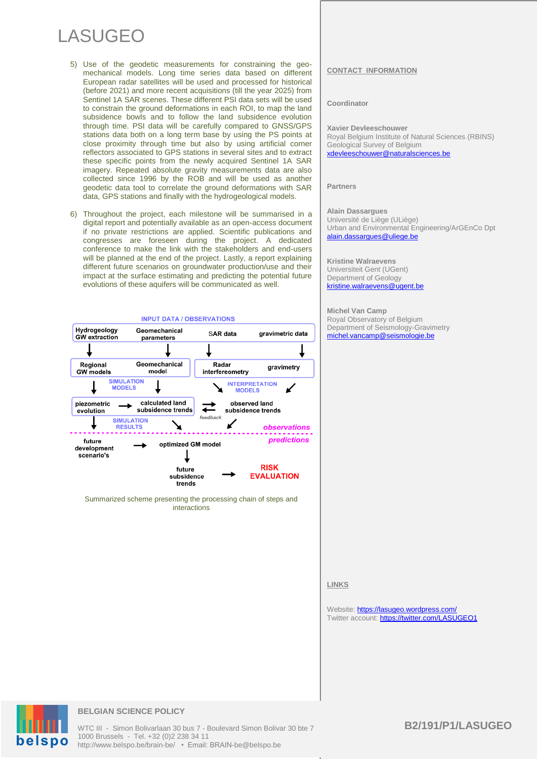# LASUGEO

5) Use of the geodetic measurements for constraining the geo-mechanical models. Long time series data based on different European radar satellites will be used and processed for historical (before 2021) and more recent acquisitions (till the year 2025) from Sentinel 1A SAR scenes. These different PSI data sets will be used to constrain the ground deformations in each ROI, to map the land subsidence bowls and to follow the land subsidence evolution through time. PSI data will be carefully compared to GNSS/GPS stations data both on a long term base by using the PS points at close proximity through time but also by using artificial corner reflectors associated to GPS stations in several sites and to extract these specific points from the newly acquired Sentinel 1A SAR imagery. Repeated absolute gravity measurements data are also collected since 1996 by the ROB and will be used as another geodetic data tool to correlate the ground deformations with SAR data, GPS stations and finally with the hydrogeological models.

6) Throughout the project, each milestone will be summarised in a digital report and potentially available as an open-access document if no private restrictions are applied. Scientific publications and congresses are foreseen during the project. A dedicated conference to make the link with the stakeholders and end-users will be planned at the end of the project. Lastly, a report explaining different future scenarios on groundwater production/use and their impact at the surface estimating and predicting the potential future evolutions of these aquifers will be communicated as well.

INPUT DATA / OBSERVATIONS

Hydrogeology GW extraction
Geomechanical parameters
SAR data
gravimetric data

Regional GW models
Geomechanical model
Radar interfereometry
gravimetry

SIMULATION MODELS
INTERPRETATION MODELS

piezometric evolution
calculated land subsidence trends
feedback
observed land subsidence trends

SIMULATION RESULTS
observations
predictions

future development scenario's
optimized GM model
future subsidence trends
RISK EVALUATION

Summarized scheme presenting the processing chain of steps and interactions

## CONTACT INFORMATION

### Coordinator

**Xavier Devleeschouwer**
Royal Belgium Institute of Natural Sciences (RBINS)
Geological Survey of Belgium
xdevleeschouwer@naturalsciences.be

### Partners

**Alain Dassargues**
Université de Liège (ULiège)
Urban and Environmental Engineering/ArGEnCo Dpt
alain.dassargues@uliege.be

**Kristine Walraevens**
Universiteit Gent (UGent)
Department of Geology
kristine.walraevens@ugent.be

**Michel Van Camp**
Royal Observatory of Belgium
Department of Seismology-Gravimetry
michel.vancamp@seismologie.be

## LINKS

Website: https://lasugeo.wordpress.com/
Twitter account: https://twitter.com/LASUGEO1

**BELGIAN SCIENCE POLICY**

WTC III - Simon Bolivarlaan 30 bus 7 - Boulevard Simon Bolivar 30 bte 7
1000 Brussels - Tel. +32 (0)2 238 34 11
http://www.belspo.be/brain-be/ • Email: BRAIN-be@belspo.be

**B2/191/P1/LASUGEO**